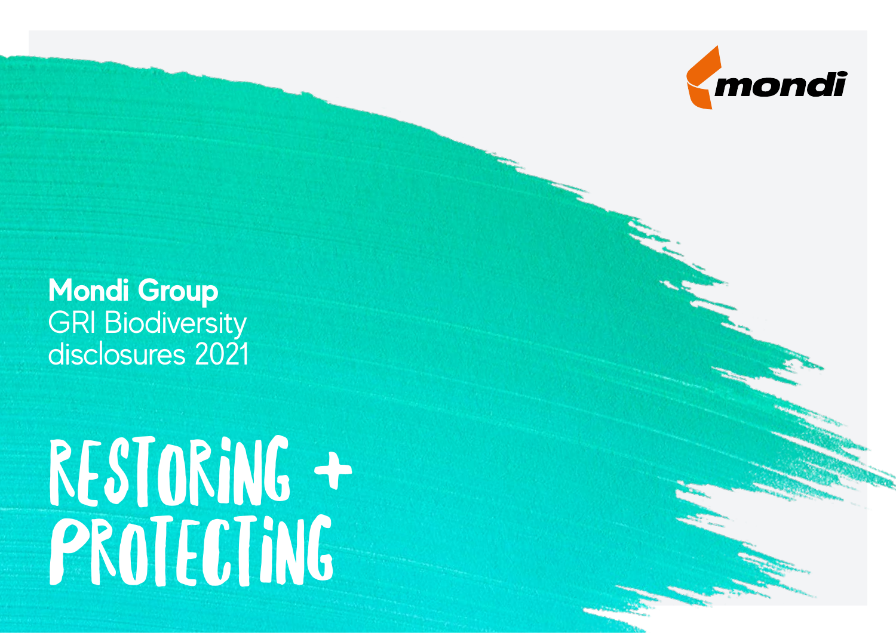mondi

# Mondi Group

GRI Biodiversity disclosures 2021

# RESTORING + PROTECTING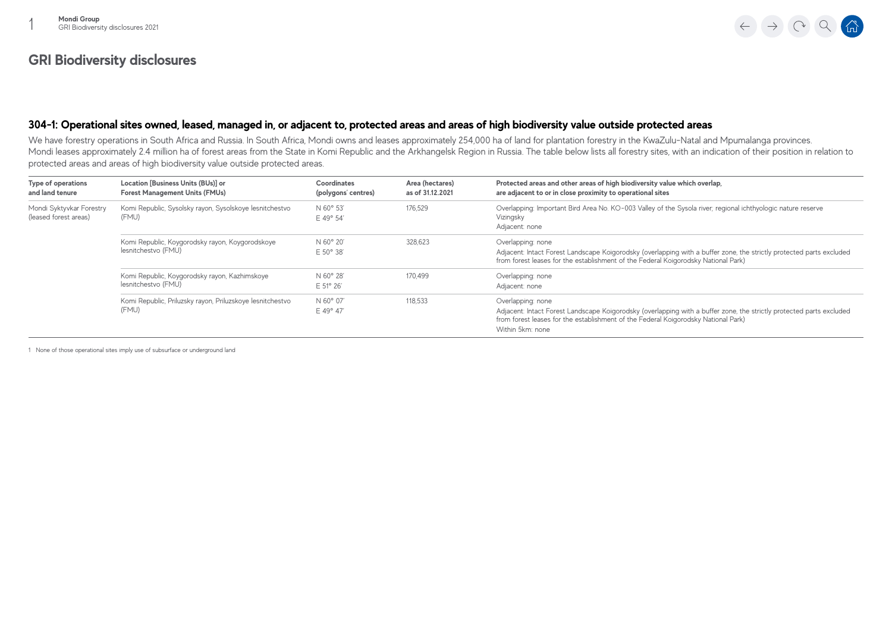# GRI Biodiversity disclosures

## 304-1: Operational sites owned, leased, managed in, or adjacent to, protected areas and areas of high biodiversity value outside protected areas

We have forestry operations in South Africa and Russia. In South Africa, Mondi owns and leases approximately 254,000 ha of land for plantation forestry in the KwaZulu-Natal and Mpumalanga provinces. Mondi leases approximately 2.4 million ha of forest areas from the State in Komi Republic and the Arkhangelsk Region in Russia. The table below lists all forestry sites, with an indication of their position in relation to protected areas and areas of high biodiversity value outside protected areas.

| Type of operations and land tenure | Location [Business Units (BUs)] or Forest Management Units (FMUs) | Coordinates (polygons' centres) | Area (hectares) as of 31.12.2021 | Protected areas and other areas of high biodiversity value which overlap, are adjacent to or in close proximity to operational sites |
|---|---|---|---|---|
| Mondi Syktyvkar Forestry (leased forest areas) | Komi Republic, Sysolsky rayon, Sysolskoye lesnitchestvo (FMU) | N 60° 53' E 49° 54' | 176,529 | Overlapping: Important Bird Area No. KO-003 Valley of the Sysola river; regional ichthyologic nature reserve Vizingsky<br>Adjacent: none |
| | Komi Republic, Koygorodsky rayon, Koygorodskoye lesnitchestvo (FMU) | N 60° 20' E 50° 38' | 328,623 | Overlapping: none<br>Adjacent: Intact Forest Landscape Koigorodsky (overlapping with a buffer zone, the strictly protected parts excluded from forest leases for the establishment of the Federal Koigorodsky National Park) |
| | Komi Republic, Koygorodsky rayon, Kazhimskoye lesnitchestvo (FMU) | N 60° 28' E 51° 26' | 170,499 | Overlapping: none<br>Adjacent: none |
| | Komi Republic, Priluzsky rayon, Priluzskoye lesnitchestvo (FMU) | N 60° 07' E 49° 47' | 118,533 | Overlapping: none<br>Adjacent: Intact Forest Landscape Koigorodsky (overlapping with a buffer zone, the strictly protected parts excluded from forest leases for the establishment of the Federal Koigorodsky National Park)<br>Within 5km: none |

1 None of those operational sites imply use of subsurface or underground land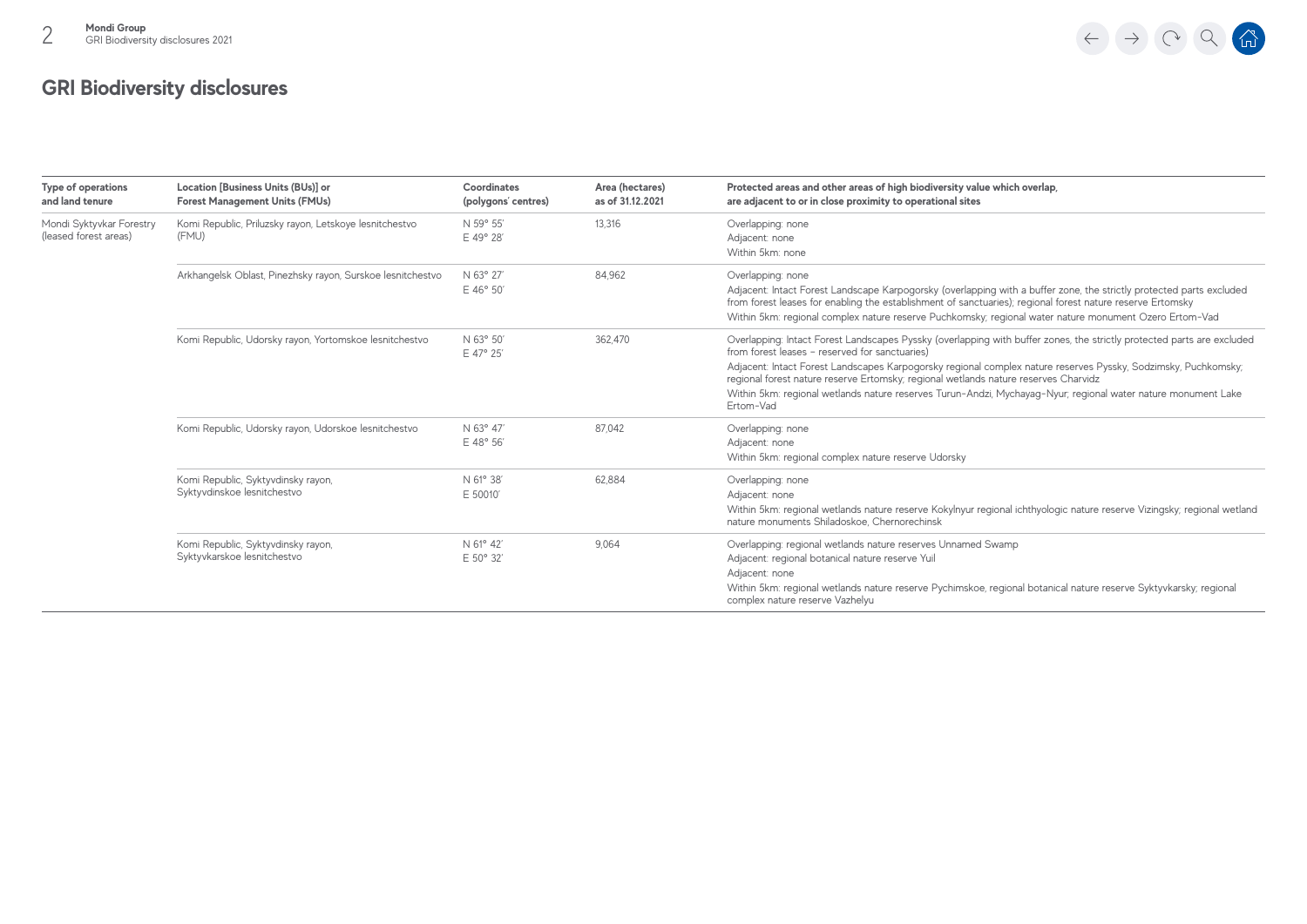# GRI Biodiversity disclosures

| Type of operations and land tenure | Location [Business Units (BUs)] or Forest Management Units (FMUs) | Coordinates (polygons' centres) | Area (hectares) as of 31.12.2021 | Protected areas and other areas of high biodiversity value which overlap, are adjacent to or in close proximity to operational sites |
|---|---|---|---|---|
| Mondi Syktyvkar Forestry (leased forest areas) | Komi Republic, Priluzsky rayon, Letskoye lesnitchestvo (FMU) | N 59° 55' E 49° 28' | 13,316 | Overlapping: none<br>Adjacent: none<br>Within 5km: none |
| | Arkhangelsk Oblast, Pinezhsky rayon, Surskoe lesnitchestvo | N 63° 27' E 46° 50' | 84,962 | Overlapping: none<br>Adjacent: Intact Forest Landscape Karpogorsky (overlapping with a buffer zone, the strictly protected parts excluded from forest leases for enabling the establishment of sanctuaries); regional forest nature reserve Ertomsky<br>Within 5km: regional complex nature reserve Puchkomsky; regional water nature monument Ozero Ertom-Vad |
| | Komi Republic, Udorsky rayon, Yortomskoe lesnitchestvo | N 63° 50' E 47° 25' | 362,470 | Overlapping: Intact Forest Landscapes Pyssky (overlapping with buffer zones, the strictly protected parts are excluded from forest leases – reserved for sanctuaries)<br>Adjacent: Intact Forest Landscapes Karpogorsky regional complex nature reserves Pyssky, Sodzimsky, Puchkomsky; regional forest nature reserve Ertomsky; regional wetlands nature reserves Charvidz<br>Within 5km: regional wetlands nature reserves Turun-Andzi, Mychayag-Nyur; regional water nature monument Lake Ertom-Vad |
| | Komi Republic, Udorsky rayon, Udorskoe lesnitchestvo | N 63° 47' E 48° 56' | 87,042 | Overlapping: none<br>Adjacent: none<br>Within 5km: regional complex nature reserve Udorsky |
| | Komi Republic, Syktyvdinsky rayon, Syktyvdinskoe lesnitchestvo | N 61° 38' E 50010' | 62,884 | Overlapping: none<br>Adjacent: none<br>Within 5km: regional wetlands nature reserve Kokylnyur regional ichthyologic nature reserve Vizingsky; regional wetland nature monuments Shiladoskoe, Chernorechinsk |
| | Komi Republic, Syktyvdinsky rayon, Syktyvkarskoe lesnitchestvo | N 61° 42' E 50° 32' | 9,064 | Overlapping: regional wetlands nature reserves Unnamed Swamp<br>Adjacent: regional botanical nature reserve Yuil<br>Adjacent: none<br>Within 5km: regional wetlands nature reserve Pychimskoe, regional botanical nature reserve Syktyvkarsky; regional complex nature reserve Vazhelyu |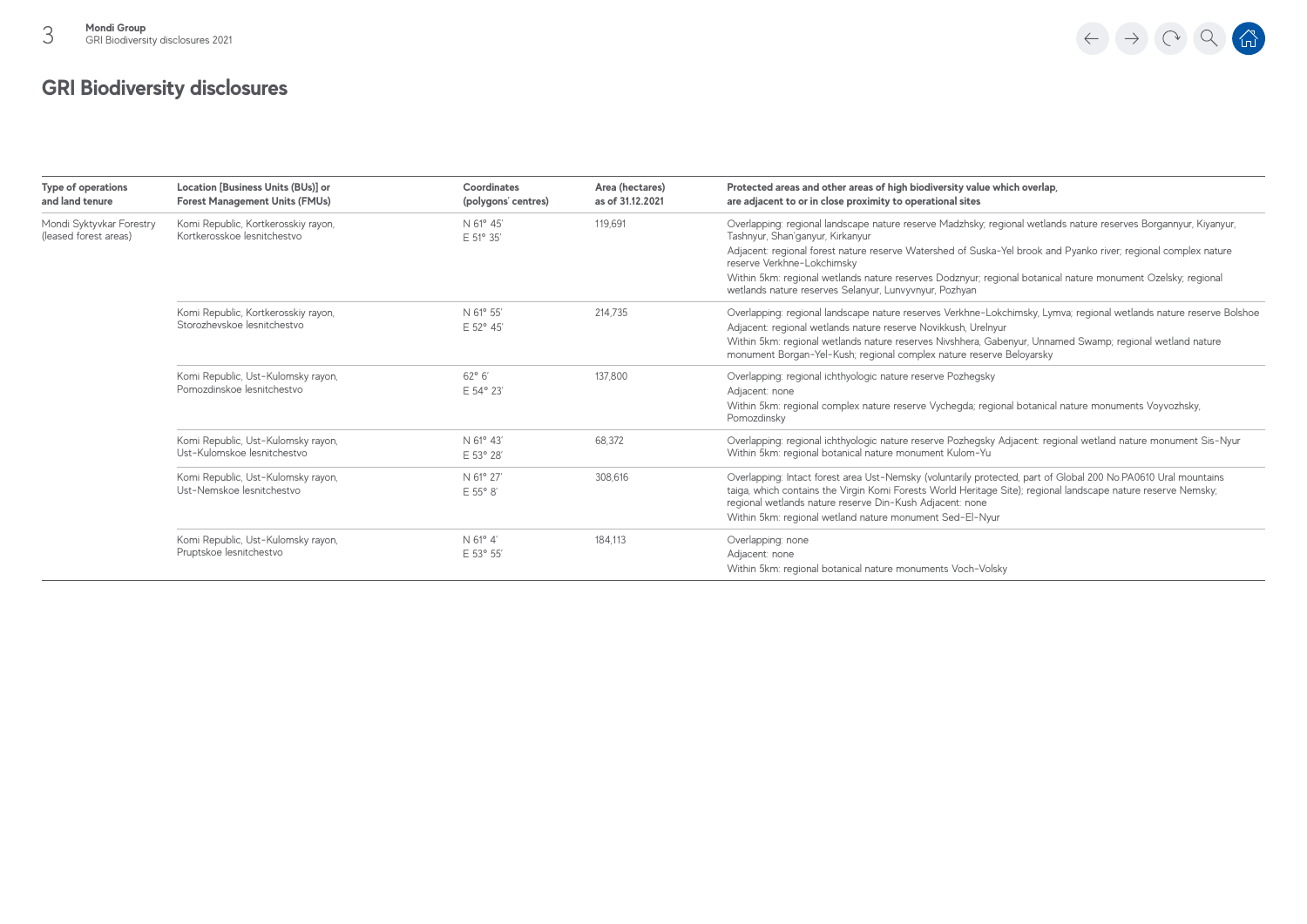# GRI Biodiversity disclosures

| Type of operations and land tenure | Location [Business Units (BUs)] or Forest Management Units (FMUs) | Coordinates (polygons' centres) | Area (hectares) as of 31.12.2021 | Protected areas and other areas of high biodiversity value which overlap, are adjacent to or in close proximity to operational sites |
|---|---|---|---|---|
| Mondi Syktyvkar Forestry (leased forest areas) | Komi Republic, Kortkerosskiy rayon, Kortkerosskoe lesnitchestvo | N 61° 45' E 51° 35' | 119,691 | Overlapping: regional landscape nature reserve Madzhsky; regional wetlands nature reserves Borgannyur, Kiyanyur, Tashnyur, Shan'ganyur, Kirkanyur<br>Adjacent: regional forest nature reserve Watershed of Suska-Yel brook and Pyanko river; regional complex nature reserve Verkhne-Lokchimsky<br>Within 5km: regional wetlands nature reserves Dodznyur; regional botanical nature monument Ozelsky; regional wetlands nature reserves Selanyur, Lunvyvnyur, Pozhyan |
| | Komi Republic, Kortkerosskiy rayon, Storozhevskoe lesnitchestvo | N 61° 55' E 52° 45' | 214,735 | Overlapping: regional landscape nature reserves Verkhne-Lokchimsky, Lymva; regional wetlands nature reserve Bolshoe<br>Adjacent: regional wetlands nature reserve Novikkush, Urelnyur<br>Within 5km: regional wetlands nature reserves Nivshhera, Gabenyur, Unnamed Swamp; regional wetland nature monument Borgan-Yel-Kush; regional complex nature reserve Beloyarsky |
| | Komi Republic, Ust-Kulomsky rayon, Pomozdinskoe lesnitchestvo | 62° 6' E 54° 23' | 137,800 | Overlapping: regional ichthyologic nature reserve Pozhegsky<br>Adjacent: none<br>Within 5km: regional complex nature reserve Vychegda; regional botanical nature monuments Voyvozhsky, Pomozdinsky |
| | Komi Republic, Ust-Kulomsky rayon, Ust-Kulomskoe lesnitchestvo | N 61° 43' E 53° 28' | 68,372 | Overlapping: regional ichthyologic nature reserve Pozhegsky Adjacent: regional wetland nature monument Sis-Nyur Within 5km: regional botanical nature monument Kulom-Yu |
| | Komi Republic, Ust-Kulomsky rayon, Ust-Nemskoe lesnitchestvo | N 61° 27' E 55° 8' | 308,616 | Overlapping: Intact forest area Ust-Nemsky (voluntarily protected, part of Global 200 No.PA0610 Ural mountains taiga, which contains the Virgin Komi Forests World Heritage Site); regional landscape nature reserve Nemsky; regional wetlands nature reserve Din-Kush Adjacent: none<br>Within 5km: regional wetland nature monument Sed-El-Nyur |
| | Komi Republic, Ust-Kulomsky rayon, Pruptskoe lesnitchestvo | N 61° 4' E 53° 55' | 184,113 | Overlapping: none<br>Adjacent: none<br>Within 5km: regional botanical nature monuments Voch-Volsky |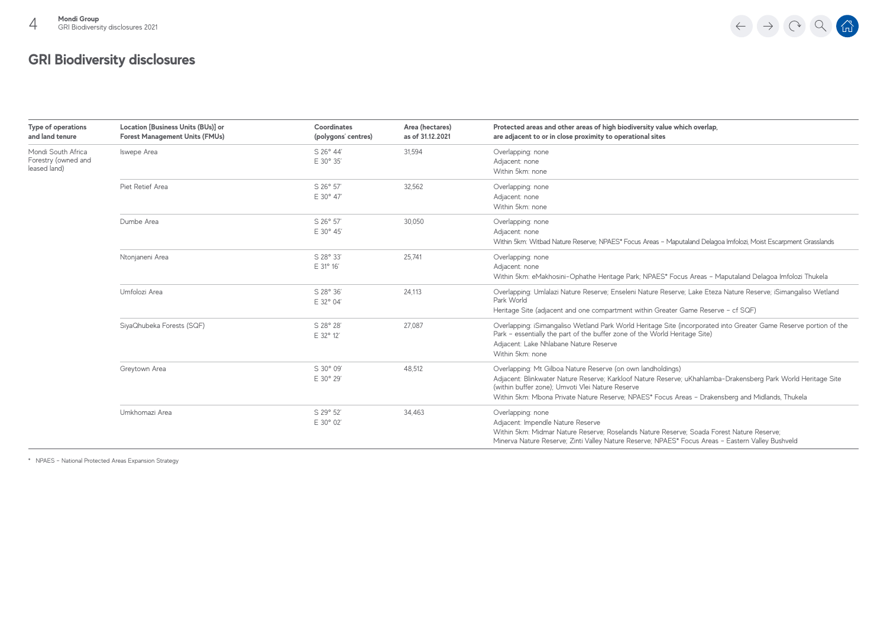# GRI Biodiversity disclosures

| Type of operations and land tenure | Location [Business Units (BUs)] or Forest Management Units (FMUs) | Coordinates (polygons' centres) | Area (hectares) as of 31.12.2021 | Protected areas and other areas of high biodiversity value which overlap, are adjacent to or in close proximity to operational sites |
|---|---|---|---|---|
| Mondi South Africa Forestry (owned and leased land) | Iswepe Area | S 26° 44' E 30° 35' | 31,594 | Overlapping: none<br>Adjacent: none<br>Within 5km: none |
| | Piet Retief Area | S 26° 57' E 30° 47' | 32,562 | Overlapping: none<br>Adjacent: none<br>Within 5km: none |
| | Dumbe Area | S 26° 57' E 30° 45' | 30,050 | Overlapping: none<br>Adjacent: none<br>Within 5km: Witbad Nature Reserve; NPAES* Focus Areas – Maputaland Delagoa Imfolozi, Moist Escarpment Grasslands |
| | Ntonjaneni Area | S 28° 33' E 31° 16' | 25,741 | Overlapping: none<br>Adjacent: none<br>Within 5km: eMakhosini-Ophathe Heritage Park; NPAES* Focus Areas – Maputaland Delagoa Imfolozi Thukela |
| | Umfolozi Area | S 28° 36' E 32° 04' | 24,113 | Overlapping: Umlalazi Nature Reserve; Enseleni Nature Reserve; Lake Eteza Nature Reserve; iSimangaliso Wetland Park World Heritage Site (adjacent and one compartment within Greater Game Reserve – cf SQF) |
| | SiyaQhubeka Forests (SQF) | S 28° 28' E 32° 12' | 27,087 | Overlapping: iSimangaliso Wetland Park World Heritage Site (incorporated into Greater Game Reserve portion of the Park – essentially the part of the buffer zone of the World Heritage Site)<br>Adjacent: Lake Nhlabane Nature Reserve<br>Within 5km: none |
| | Greytown Area | S 30° 09' E 30° 29' | 48,512 | Overlapping: Mt Gilboa Nature Reserve (on own landholdings)<br>Adjacent: Blinkwater Nature Reserve; Karkloof Nature Reserve; uKhahlamba-Drakensberg Park World Heritage Site (within buffer zone); Umvoti Vlei Nature Reserve<br>Within 5km: Mbona Private Nature Reserve; NPAES* Focus Areas – Drakensberg and Midlands, Thukela |
| | Umkhomazi Area | S 29° 52' E 30° 02' | 34,463 | Overlapping: none<br>Adjacent: Impendle Nature Reserve<br>Within 5km: Midmar Nature Reserve; Roselands Nature Reserve; Soada Forest Nature Reserve; Minerva Nature Reserve; Zinti Valley Nature Reserve; NPAES* Focus Areas – Eastern Valley Bushveld |

\* NPAES – National Protected Areas Expansion Strategy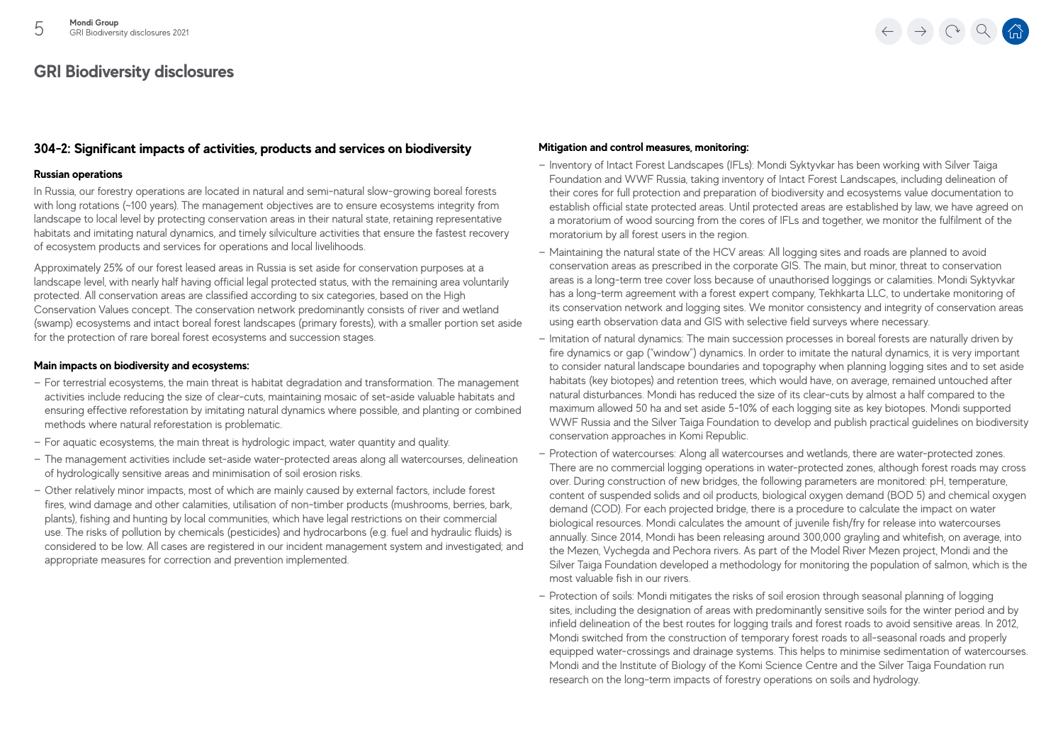# GRI Biodiversity disclosures

## 304-2: Significant impacts of activities, products and services on biodiversity

**Russian operations**

In Russia, our forestry operations are located in natural and semi-natural slow-growing boreal forests with long rotations (~100 years). The management objectives are to ensure ecosystems integrity from landscape to local level by protecting conservation areas in their natural state, retaining representative habitats and imitating natural dynamics, and timely silviculture activities that ensure the fastest recovery of ecosystem products and services for operations and local livelihoods.

Approximately 25% of our forest leased areas in Russia is set aside for conservation purposes at a landscape level, with nearly half having official legal protected status, with the remaining area voluntarily protected. All conservation areas are classified according to six categories, based on the High Conservation Values concept. The conservation network predominantly consists of river and wetland (swamp) ecosystems and intact boreal forest landscapes (primary forests), with a smaller portion set aside for the protection of rare boreal forest ecosystems and succession stages.

**Main impacts on biodiversity and ecosystems:**

- For terrestrial ecosystems, the main threat is habitat degradation and transformation. The management activities include reducing the size of clear-cuts, maintaining mosaic of set-aside valuable habitats and ensuring effective reforestation by imitating natural dynamics where possible, and planting or combined methods where natural reforestation is problematic.
- For aquatic ecosystems, the main threat is hydrologic impact, water quantity and quality.
- The management activities include set-aside water-protected areas along all watercourses, delineation of hydrologically sensitive areas and minimisation of soil erosion risks.
- Other relatively minor impacts, most of which are mainly caused by external factors, include forest fires, wind damage and other calamities, utilisation of non-timber products (mushrooms, berries, bark, plants), fishing and hunting by local communities, which have legal restrictions on their commercial use. The risks of pollution by chemicals (pesticides) and hydrocarbons (e.g. fuel and hydraulic fluids) is considered to be low. All cases are registered in our incident management system and investigated; and appropriate measures for correction and prevention implemented.

**Mitigation and control measures, monitoring:**

- Inventory of Intact Forest Landscapes (IFLs): Mondi Syktyvkar has been working with Silver Taiga Foundation and WWF Russia, taking inventory of Intact Forest Landscapes, including delineation of their cores for full protection and preparation of biodiversity and ecosystems value documentation to establish official state protected areas. Until protected areas are established by law, we have agreed on a moratorium of wood sourcing from the cores of IFLs and together, we monitor the fulfilment of the moratorium by all forest users in the region.
- Maintaining the natural state of the HCV areas: All logging sites and roads are planned to avoid conservation areas as prescribed in the corporate GIS. The main, but minor, threat to conservation areas is a long-term tree cover loss because of unauthorised loggings or calamities. Mondi Syktyvkar has a long-term agreement with a forest expert company, Tekhkarta LLC, to undertake monitoring of its conservation network and logging sites. We monitor consistency and integrity of conservation areas using earth observation data and GIS with selective field surveys where necessary.
- Imitation of natural dynamics: The main succession processes in boreal forests are naturally driven by fire dynamics or gap ("window") dynamics. In order to imitate the natural dynamics, it is very important to consider natural landscape boundaries and topography when planning logging sites and to set aside habitats (key biotopes) and retention trees, which would have, on average, remained untouched after natural disturbances. Mondi has reduced the size of its clear-cuts by almost a half compared to the maximum allowed 50 ha and set aside 5-10% of each logging site as key biotopes. Mondi supported WWF Russia and the Silver Taiga Foundation to develop and publish practical guidelines on biodiversity conservation approaches in Komi Republic.
- Protection of watercourses: Along all watercourses and wetlands, there are water-protected zones. There are no commercial logging operations in water-protected zones, although forest roads may cross over. During construction of new bridges, the following parameters are monitored: pH, temperature, content of suspended solids and oil products, biological oxygen demand (BOD 5) and chemical oxygen demand (COD). For each projected bridge, there is a procedure to calculate the impact on water biological resources. Mondi calculates the amount of juvenile fish/fry for release into watercourses annually. Since 2014, Mondi has been releasing around 300,000 grayling and whitefish, on average, into the Mezen, Vychegda and Pechora rivers. As part of the Model River Mezen project, Mondi and the Silver Taiga Foundation developed a methodology for monitoring the population of salmon, which is the most valuable fish in our rivers.
- Protection of soils: Mondi mitigates the risks of soil erosion through seasonal planning of logging sites, including the designation of areas with predominantly sensitive soils for the winter period and by infield delineation of the best routes for logging trails and forest roads to avoid sensitive areas. In 2012, Mondi switched from the construction of temporary forest roads to all-seasonal roads and properly equipped water-crossings and drainage systems. This helps to minimise sedimentation of watercourses. Mondi and the Institute of Biology of the Komi Science Centre and the Silver Taiga Foundation run research on the long-term impacts of forestry operations on soils and hydrology.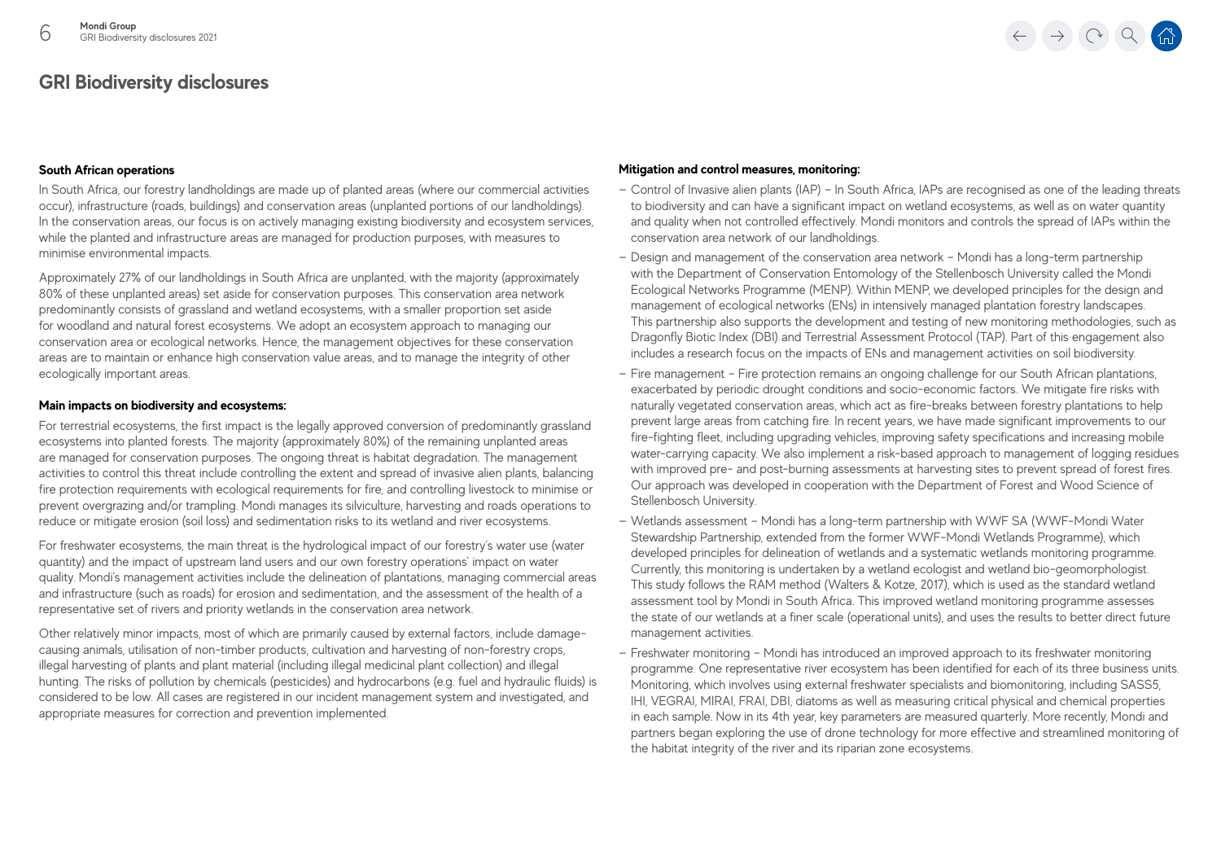## GRI Biodiversity disclosures

**South African operations**

In South Africa, our forestry landholdings are made up of planted areas (where our commercial activities occur), infrastructure (roads, buildings) and conservation areas (unplanted portions of our landholdings). In the conservation areas, our focus is on actively managing existing biodiversity and ecosystem services, while the planted and infrastructure areas are managed for production purposes, with measures to minimise environmental impacts.

Approximately 27% of our landholdings in South Africa are unplanted, with the majority (approximately 80% of these unplanted areas) set aside for conservation purposes. This conservation area network predominantly consists of grassland and wetland ecosystems, with a smaller proportion set aside for woodland and natural forest ecosystems. We adopt an ecosystem approach to managing our conservation area or ecological networks. Hence, the management objectives for these conservation areas are to maintain or enhance high conservation value areas, and to manage the integrity of other ecologically important areas.

**Main impacts on biodiversity and ecosystems:**

For terrestrial ecosystems, the first impact is the legally approved conversion of predominantly grassland ecosystems into planted forests. The majority (approximately 80%) of the remaining unplanted areas are managed for conservation purposes. The ongoing threat is habitat degradation. The management activities to control this threat include controlling the extent and spread of invasive alien plants, balancing fire protection requirements with ecological requirements for fire, and controlling livestock to minimise or prevent overgrazing and/or trampling. Mondi manages its silviculture, harvesting and roads operations to reduce or mitigate erosion (soil loss) and sedimentation risks to its wetland and river ecosystems.

For freshwater ecosystems, the main threat is the hydrological impact of our forestry's water use (water quantity) and the impact of upstream land users and our own forestry operations' impact on water quality. Mondi's management activities include the delineation of plantations, managing commercial areas and infrastructure (such as roads) for erosion and sedimentation, and the assessment of the health of a representative set of rivers and priority wetlands in the conservation area network.

Other relatively minor impacts, most of which are primarily caused by external factors, include damage-causing animals, utilisation of non-timber products, cultivation and harvesting of non-forestry crops, illegal harvesting of plants and plant material (including illegal medicinal plant collection) and illegal hunting. The risks of pollution by chemicals (pesticides) and hydrocarbons (e.g. fuel and hydraulic fluids) is considered to be low. All cases are registered in our incident management system and investigated, and appropriate measures for correction and prevention implemented.

**Mitigation and control measures, monitoring:**

- Control of Invasive alien plants (IAP) – In South Africa, IAPs are recognised as one of the leading threats to biodiversity and can have a significant impact on wetland ecosystems, as well as on water quantity and quality when not controlled effectively. Mondi monitors and controls the spread of IAPs within the conservation area network of our landholdings.
- Design and management of the conservation area network – Mondi has a long-term partnership with the Department of Conservation Entomology of the Stellenbosch University called the Mondi Ecological Networks Programme (MENP). Within MENP, we developed principles for the design and management of ecological networks (ENs) in intensively managed plantation forestry landscapes. This partnership also supports the development and testing of new monitoring methodologies, such as Dragonfly Biotic Index (DBI) and Terrestrial Assessment Protocol (TAP). Part of this engagement also includes a research focus on the impacts of ENs and management activities on soil biodiversity.
- Fire management – Fire protection remains an ongoing challenge for our South African plantations, exacerbated by periodic drought conditions and socio-economic factors. We mitigate fire risks with naturally vegetated conservation areas, which act as fire-breaks between forestry plantations to help prevent large areas from catching fire. In recent years, we have made significant improvements to our fire-fighting fleet, including upgrading vehicles, improving safety specifications and increasing mobile water-carrying capacity. We also implement a risk-based approach to management of logging residues with improved pre- and post-burning assessments at harvesting sites to prevent spread of forest fires. Our approach was developed in cooperation with the Department of Forest and Wood Science of Stellenbosch University.
- Wetlands assessment – Mondi has a long-term partnership with WWF SA (WWF-Mondi Water Stewardship Partnership, extended from the former WWF-Mondi Wetlands Programme), which developed principles for delineation of wetlands and a systematic wetlands monitoring programme. Currently, this monitoring is undertaken by a wetland ecologist and wetland bio-geomorphologist. This study follows the RAM method (Walters & Kotze, 2017), which is used as the standard wetland assessment tool by Mondi in South Africa. This improved wetland monitoring programme assesses the state of our wetlands at a finer scale (operational units), and uses the results to better direct future management activities.
- Freshwater monitoring – Mondi has introduced an improved approach to its freshwater monitoring programme. One representative river ecosystem has been identified for each of its three business units. Monitoring, which involves using external freshwater specialists and biomonitoring, including SASS5, IHI, VEGRAI, MIRAI, FRAI, DBI, diatoms as well as measuring critical physical and chemical properties in each sample. Now in its 4th year, key parameters are measured quarterly. More recently, Mondi and partners began exploring the use of drone technology for more effective and streamlined monitoring of the habitat integrity of the river and its riparian zone ecosystems.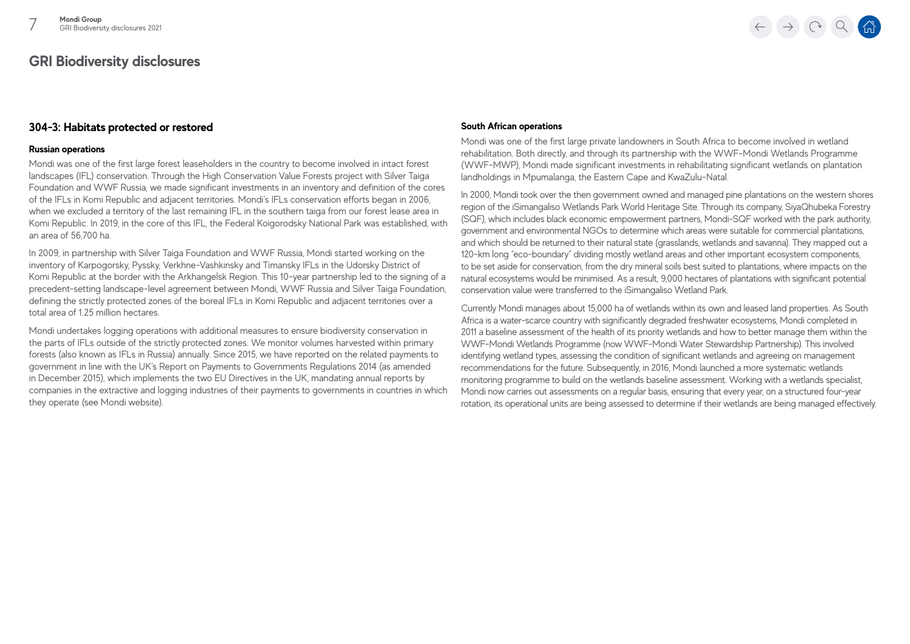## GRI Biodiversity disclosures

### 304-3: Habitats protected or restored

**Russian operations**

Mondi was one of the first large forest leaseholders in the country to become involved in intact forest landscapes (IFL) conservation. Through the High Conservation Value Forests project with Silver Taiga Foundation and WWF Russia, we made significant investments in an inventory and definition of the cores of the IFLs in Komi Republic and adjacent territories. Mondi's IFLs conservation efforts began in 2006, when we excluded a territory of the last remaining IFL in the southern taiga from our forest lease area in Komi Republic. In 2019, in the core of this IFL, the Federal Koigorodsky National Park was established, with an area of 56,700 ha.

In 2009, in partnership with Silver Taiga Foundation and WWF Russia, Mondi started working on the inventory of Karpogorsky, Pyssky, Verkhne-Vashkinsky and Timansky IFLs in the Udorsky District of Komi Republic at the border with the Arkhangelsk Region. This 10-year partnership led to the signing of a precedent-setting landscape-level agreement between Mondi, WWF Russia and Silver Taiga Foundation, defining the strictly protected zones of the boreal IFLs in Komi Republic and adjacent territories over a total area of 1.25 million hectares.

Mondi undertakes logging operations with additional measures to ensure biodiversity conservation in the parts of IFLs outside of the strictly protected zones. We monitor volumes harvested within primary forests (also known as IFLs in Russia) annually. Since 2015, we have reported on the related payments to government in line with the UK's Report on Payments to Governments Regulations 2014 (as amended in December 2015), which implements the two EU Directives in the UK, mandating annual reports by companies in the extractive and logging industries of their payments to governments in countries in which they operate (see Mondi website).

**South African operations**

Mondi was one of the first large private landowners in South Africa to become involved in wetland rehabilitation. Both directly, and through its partnership with the WWF-Mondi Wetlands Programme (WWF-MWP), Mondi made significant investments in rehabilitating significant wetlands on plantation landholdings in Mpumalanga, the Eastern Cape and KwaZulu-Natal.

In 2000, Mondi took over the then government owned and managed pine plantations on the western shores region of the iSimangaliso Wetlands Park World Heritage Site. Through its company, SiyaQhubeka Forestry (SQF), which includes black economic empowerment partners, Mondi-SQF worked with the park authority, government and environmental NGOs to determine which areas were suitable for commercial plantations, and which should be returned to their natural state (grasslands, wetlands and savanna). They mapped out a 120-km long "eco-boundary" dividing mostly wetland areas and other important ecosystem components, to be set aside for conservation, from the dry mineral soils best suited to plantations, where impacts on the natural ecosystems would be minimised. As a result, 9,000 hectares of plantations with significant potential conservation value were transferred to the iSimangaliso Wetland Park.

Currently Mondi manages about 15,000 ha of wetlands within its own and leased land properties. As South Africa is a water-scarce country with significantly degraded freshwater ecosystems, Mondi completed in 2011 a baseline assessment of the health of its priority wetlands and how to better manage them within the WWF-Mondi Wetlands Programme (now WWF-Mondi Water Stewardship Partnership). This involved identifying wetland types, assessing the condition of significant wetlands and agreeing on management recommendations for the future. Subsequently, in 2016, Mondi launched a more systematic wetlands monitoring programme to build on the wetlands baseline assessment. Working with a wetlands specialist, Mondi now carries out assessments on a regular basis, ensuring that every year, on a structured four-year rotation, its operational units are being assessed to determine if their wetlands are being managed effectively.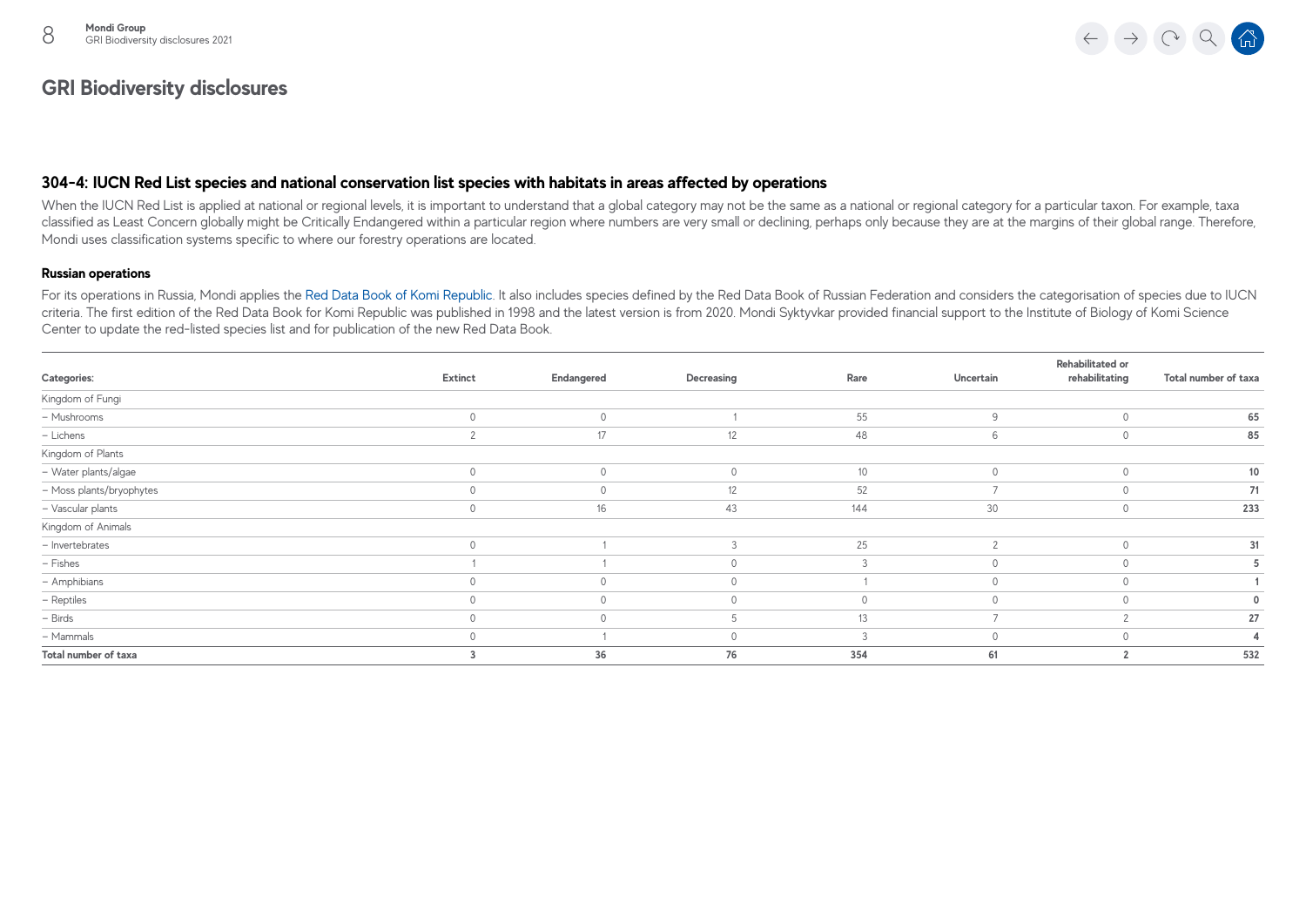# GRI Biodiversity disclosures

## 304-4: IUCN Red List species and national conservation list species with habitats in areas affected by operations

When the IUCN Red List is applied at national or regional levels, it is important to understand that a global category may not be the same as a national or regional category for a particular taxon. For example, taxa classified as Least Concern globally might be Critically Endangered within a particular region where numbers are very small or declining, perhaps only because they are at the margins of their global range. Therefore, Mondi uses classification systems specific to where our forestry operations are located.

### Russian operations

For its operations in Russia, Mondi applies the Red Data Book of Komi Republic. It also includes species defined by the Red Data Book of Russian Federation and considers the categorisation of species due to IUCN criteria. The first edition of the Red Data Book for Komi Republic was published in 1998 and the latest version is from 2020. Mondi Syktyvkar provided financial support to the Institute of Biology of Komi Science Center to update the red-listed species list and for publication of the new Red Data Book.

| Categories: | Extinct | Endangered | Decreasing | Rare | Uncertain | Rehabilitated or rehabilitating | Total number of taxa |
|---|---|---|---|---|---|---|---|
| Kingdom of Fungi | | | | | | | |
| – Mushrooms | 0 | 0 | 1 | 55 | 9 | 0 | **65** |
| – Lichens | 2 | 17 | 12 | 48 | 6 | 0 | **85** |
| Kingdom of Plants | | | | | | | |
| – Water plants/algae | 0 | 0 | 0 | 10 | 0 | 0 | **10** |
| – Moss plants/bryophytes | 0 | 0 | 12 | 52 | 7 | 0 | **71** |
| – Vascular plants | 0 | 16 | 43 | 144 | 30 | 0 | **233** |
| Kingdom of Animals | | | | | | | |
| – Invertebrates | 0 | 1 | 3 | 25 | 2 | 0 | **31** |
| – Fishes | 1 | 1 | 0 | 3 | 0 | 0 | **5** |
| – Amphibians | 0 | 0 | 0 | 1 | 0 | 0 | **1** |
| – Reptiles | 0 | 0 | 0 | 0 | 0 | 0 | **0** |
| – Birds | 0 | 0 | 5 | 13 | 7 | 2 | **27** |
| – Mammals | 0 | 1 | 0 | 3 | 0 | 0 | **4** |
| **Total number of taxa** | **3** | **36** | **76** | **354** | **61** | **2** | **532** |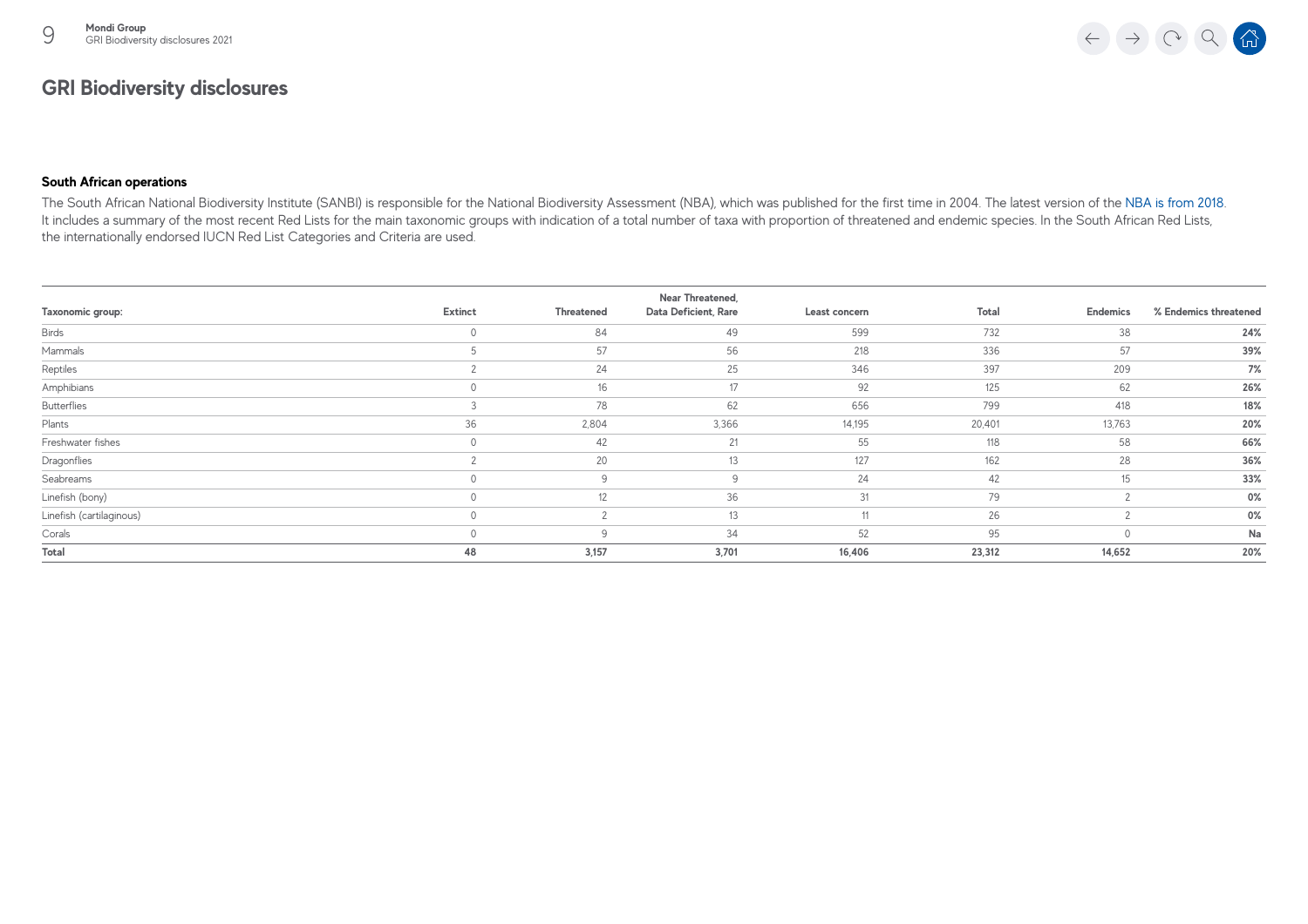# GRI Biodiversity disclosures

### South African operations

The South African National Biodiversity Institute (SANBI) is responsible for the National Biodiversity Assessment (NBA), which was published for the first time in 2004. The latest version of the NBA is from 2018. It includes a summary of the most recent Red Lists for the main taxonomic groups with indication of a total number of taxa with proportion of threatened and endemic species. In the South African Red Lists, the internationally endorsed IUCN Red List Categories and Criteria are used.

| Taxonomic group: | Extinct | Threatened | Near Threatened, Data Deficient, Rare | Least concern | Total | Endemics | % Endemics threatened |
|---|---|---|---|---|---|---|---|
| Birds | 0 | 84 | 49 | 599 | 732 | 38 | **24%** |
| Mammals | 5 | 57 | 56 | 218 | 336 | 57 | **39%** |
| Reptiles | 2 | 24 | 25 | 346 | 397 | 209 | **7%** |
| Amphibians | 0 | 16 | 17 | 92 | 125 | 62 | **26%** |
| Butterflies | 3 | 78 | 62 | 656 | 799 | 418 | **18%** |
| Plants | 36 | 2,804 | 3,366 | 14,195 | 20,401 | 13,763 | **20%** |
| Freshwater fishes | 0 | 42 | 21 | 55 | 118 | 58 | **66%** |
| Dragonflies | 2 | 20 | 13 | 127 | 162 | 28 | **36%** |
| Seabreams | 0 | 9 | 9 | 24 | 42 | 15 | **33%** |
| Linefish (bony) | 0 | 12 | 36 | 31 | 79 | 2 | **0%** |
| Linefish (cartilaginous) | 0 | 2 | 13 | 11 | 26 | 2 | **0%** |
| Corals | 0 | 9 | 34 | 52 | 95 | 0 | **Na** |
| **Total** | **48** | **3,157** | **3,701** | **16,406** | **23,312** | **14,652** | **20%** |